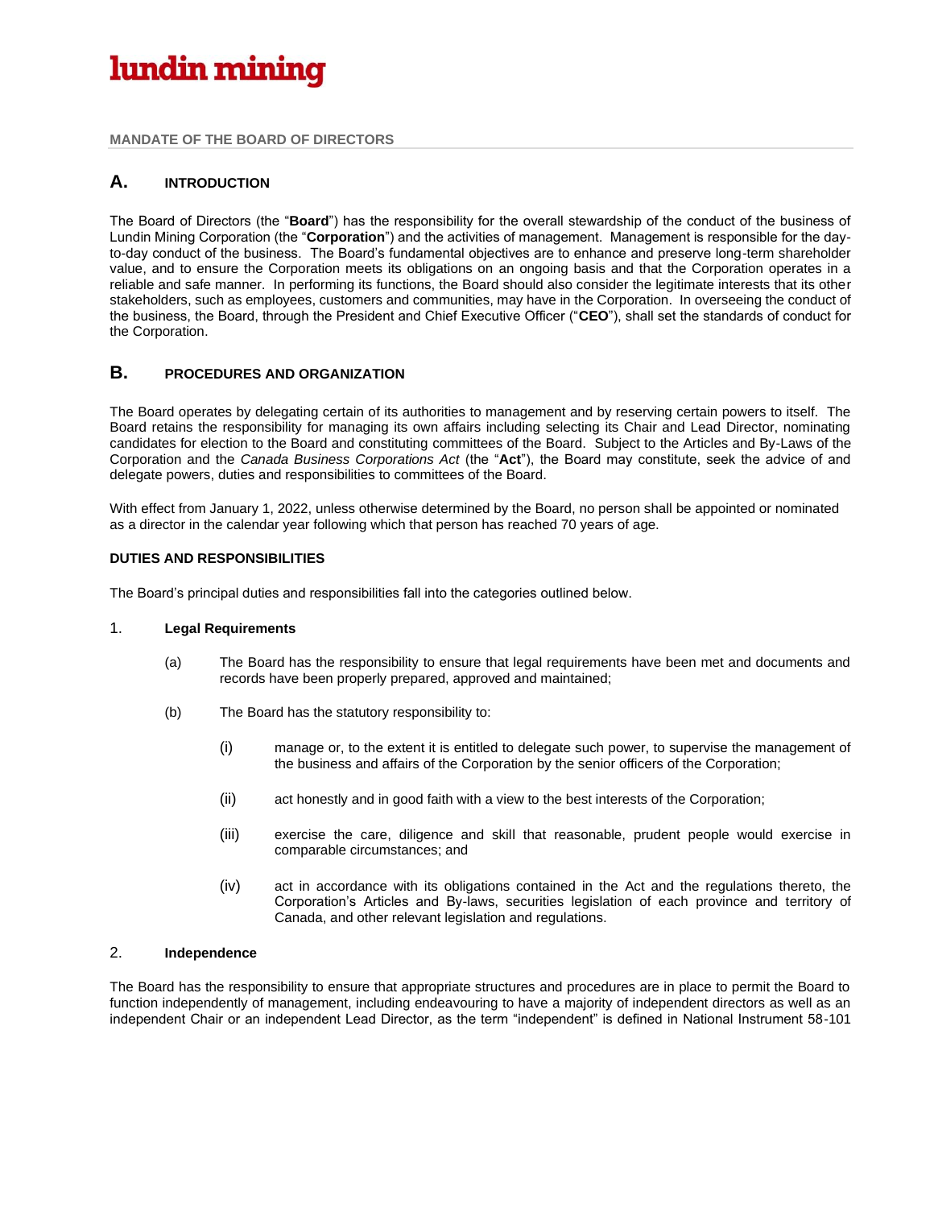**lundin mining**

**MANDATE OF THE BOARD OF DIRECTORS**

## A. INTRODUCTION

The Board of Directors (the "**Board**") has the responsibility for the overall stewardship of the conduct of the business of Lundin Mining Corporation (the "**Corporation**") and the activities of management. Management is responsible for the day-to-day conduct of the business. The Board's fundamental objectives are to enhance and preserve long-term shareholder value, and to ensure the Corporation meets its obligations on an ongoing basis and that the Corporation operates in a reliable and safe manner. In performing its functions, the Board should also consider the legitimate interests that its other stakeholders, such as employees, customers and communities, may have in the Corporation. In overseeing the conduct of the business, the Board, through the President and Chief Executive Officer ("**CEO**"), shall set the standards of conduct for the Corporation.

## B. PROCEDURES AND ORGANIZATION

The Board operates by delegating certain of its authorities to management and by reserving certain powers to itself. The Board retains the responsibility for managing its own affairs including selecting its Chair and Lead Director, nominating candidates for election to the Board and constituting committees of the Board. Subject to the Articles and By-Laws of the Corporation and the *Canada Business Corporations Act* (the "**Act**"), the Board may constitute, seek the advice of and delegate powers, duties and responsibilities to committees of the Board.

With effect from January 1, 2022, unless otherwise determined by the Board, no person shall be appointed or nominated as a director in the calendar year following which that person has reached 70 years of age.

### DUTIES AND RESPONSIBILITIES

The Board's principal duties and responsibilities fall into the categories outlined below.

1. **Legal Requirements**

   (a) The Board has the responsibility to ensure that legal requirements have been met and documents and records have been properly prepared, approved and maintained;

   (b) The Board has the statutory responsibility to:

      (i) manage or, to the extent it is entitled to delegate such power, to supervise the management of the business and affairs of the Corporation by the senior officers of the Corporation;

      (ii) act honestly and in good faith with a view to the best interests of the Corporation;

      (iii) exercise the care, diligence and skill that reasonable, prudent people would exercise in comparable circumstances; and

      (iv) act in accordance with its obligations contained in the Act and the regulations thereto, the Corporation's Articles and By-laws, securities legislation of each province and territory of Canada, and other relevant legislation and regulations.

2. **Independence**

The Board has the responsibility to ensure that appropriate structures and procedures are in place to permit the Board to function independently of management, including endeavouring to have a majority of independent directors as well as an independent Chair or an independent Lead Director, as the term "independent" is defined in National Instrument 58-101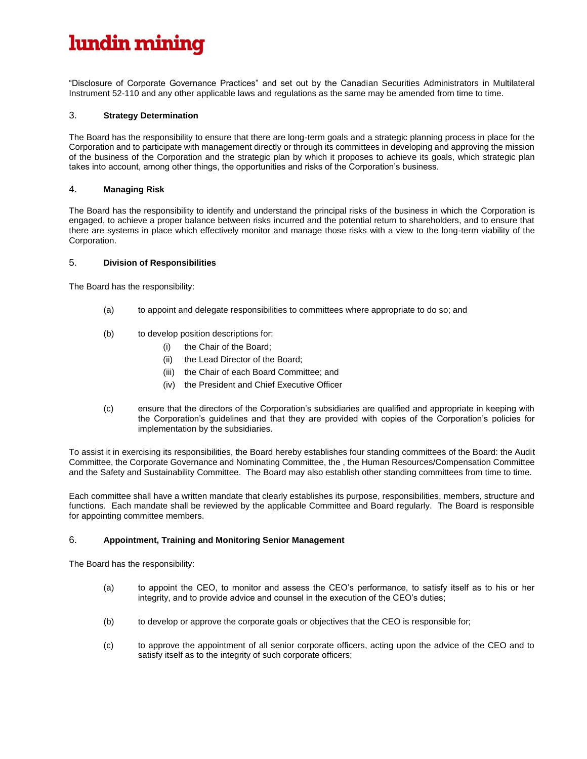"Disclosure of Corporate Governance Practices" and set out by the Canadian Securities Administrators in Multilateral Instrument 52-110 and any other applicable laws and regulations as the same may be amended from time to time.

## 3. Strategy Determination

The Board has the responsibility to ensure that there are long-term goals and a strategic planning process in place for the Corporation and to participate with management directly or through its committees in developing and approving the mission of the business of the Corporation and the strategic plan by which it proposes to achieve its goals, which strategic plan takes into account, among other things, the opportunities and risks of the Corporation's business.

## 4. Managing Risk

The Board has the responsibility to identify and understand the principal risks of the business in which the Corporation is engaged, to achieve a proper balance between risks incurred and the potential return to shareholders, and to ensure that there are systems in place which effectively monitor and manage those risks with a view to the long-term viability of the Corporation.

## 5. Division of Responsibilities

The Board has the responsibility:

(a) to appoint and delegate responsibilities to committees where appropriate to do so; and

(b) to develop position descriptions for:
   - (i) the Chair of the Board;
   - (ii) the Lead Director of the Board;
   - (iii) the Chair of each Board Committee; and
   - (iv) the President and Chief Executive Officer

(c) ensure that the directors of the Corporation's subsidiaries are qualified and appropriate in keeping with the Corporation's guidelines and that they are provided with copies of the Corporation's policies for implementation by the subsidiaries.

To assist it in exercising its responsibilities, the Board hereby establishes four standing committees of the Board: the Audit Committee, the Corporate Governance and Nominating Committee, the , the Human Resources/Compensation Committee and the Safety and Sustainability Committee. The Board may also establish other standing committees from time to time.

Each committee shall have a written mandate that clearly establishes its purpose, responsibilities, members, structure and functions. Each mandate shall be reviewed by the applicable Committee and Board regularly. The Board is responsible for appointing committee members.

## 6. Appointment, Training and Monitoring Senior Management

The Board has the responsibility:

(a) to appoint the CEO, to monitor and assess the CEO's performance, to satisfy itself as to his or her integrity, and to provide advice and counsel in the execution of the CEO's duties;

(b) to develop or approve the corporate goals or objectives that the CEO is responsible for;

(c) to approve the appointment of all senior corporate officers, acting upon the advice of the CEO and to satisfy itself as to the integrity of such corporate officers;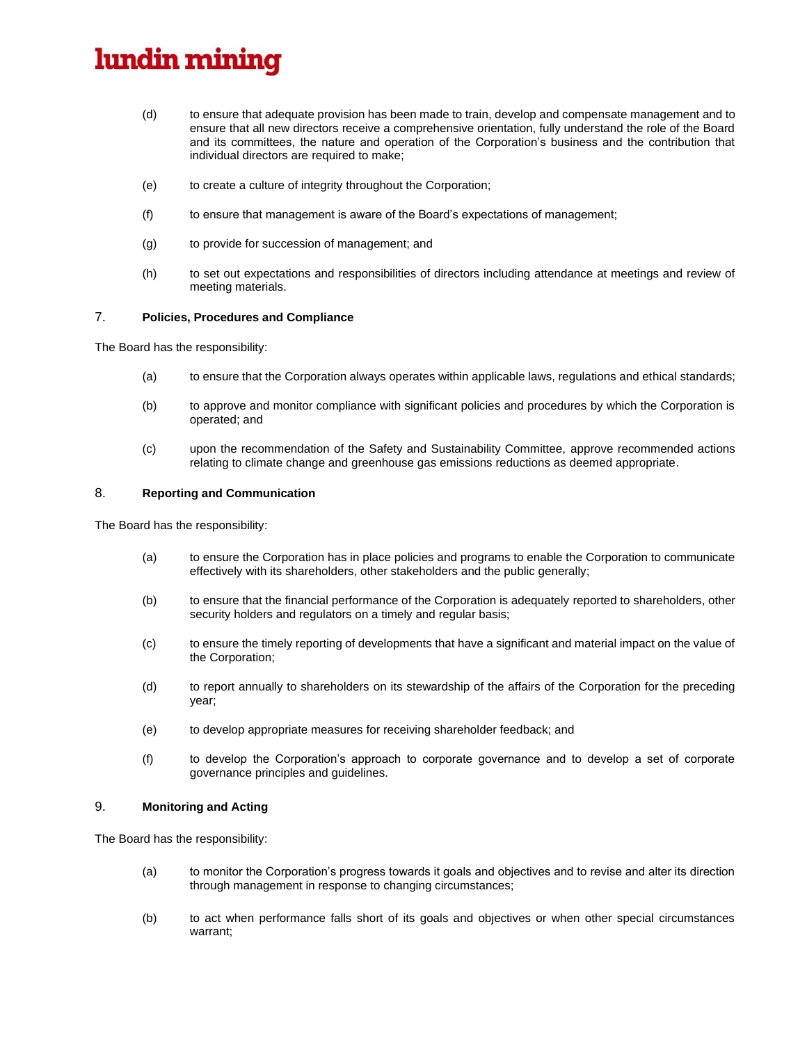(d) to ensure that adequate provision has been made to train, develop and compensate management and to ensure that all new directors receive a comprehensive orientation, fully understand the role of the Board and its committees, the nature and operation of the Corporation's business and the contribution that individual directors are required to make;

(e) to create a culture of integrity throughout the Corporation;

(f) to ensure that management is aware of the Board's expectations of management;

(g) to provide for succession of management; and

(h) to set out expectations and responsibilities of directors including attendance at meetings and review of meeting materials.

### 7. Policies, Procedures and Compliance

The Board has the responsibility:

(a) to ensure that the Corporation always operates within applicable laws, regulations and ethical standards;

(b) to approve and monitor compliance with significant policies and procedures by which the Corporation is operated; and

(c) upon the recommendation of the Safety and Sustainability Committee, approve recommended actions relating to climate change and greenhouse gas emissions reductions as deemed appropriate.

### 8. Reporting and Communication

The Board has the responsibility:

(a) to ensure the Corporation has in place policies and programs to enable the Corporation to communicate effectively with its shareholders, other stakeholders and the public generally;

(b) to ensure that the financial performance of the Corporation is adequately reported to shareholders, other security holders and regulators on a timely and regular basis;

(c) to ensure the timely reporting of developments that have a significant and material impact on the value of the Corporation;

(d) to report annually to shareholders on its stewardship of the affairs of the Corporation for the preceding year;

(e) to develop appropriate measures for receiving shareholder feedback; and

(f) to develop the Corporation's approach to corporate governance and to develop a set of corporate governance principles and guidelines.

### 9. Monitoring and Acting

The Board has the responsibility:

(a) to monitor the Corporation's progress towards it goals and objectives and to revise and alter its direction through management in response to changing circumstances;

(b) to act when performance falls short of its goals and objectives or when other special circumstances warrant;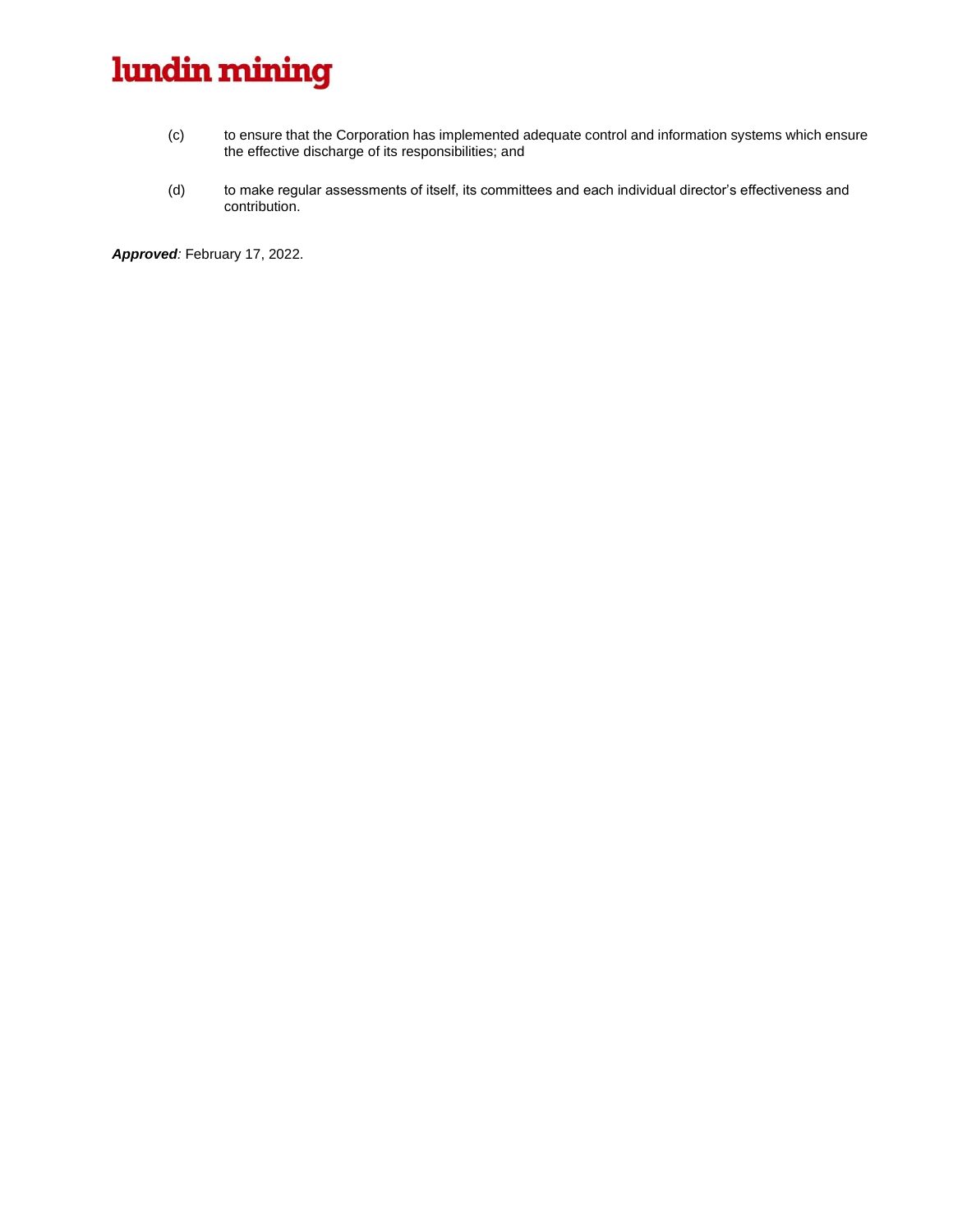(c) to ensure that the Corporation has implemented adequate control and information systems which ensure the effective discharge of its responsibilities; and

(d) to make regular assessments of itself, its committees and each individual director's effectiveness and contribution.

***Approved**:* February 17, 2022.